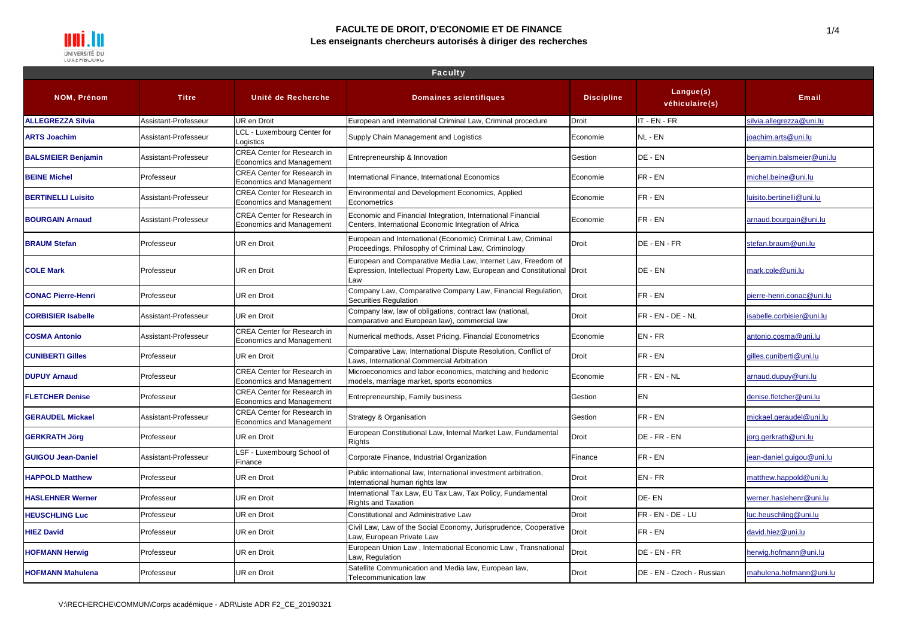# FACULTE DE DROIT, D'ECONOMIE ET DE FINANCE

## Les enseignants chercheurs autorisés à diriger des recherches

| Faculty | | | | | | |
|---|---|---|---|---|---|---|
| **NOM, Prénom** | **Titre** | **Unité de Recherche** | **Domaines scientifiques** | **Discipline** | **Langue(s) véhiculaire(s)** | **Email** |
| **ALLEGREZZA Silvia** | Assistant-Professeur | UR en Droit | European and international Criminal Law, Criminal procedure | Droit | IT - EN - FR | silvia.allegrezza@uni.lu |
| **ARTS Joachim** | Assistant-Professeur | LCL - Luxembourg Center for Logistics | Supply Chain Management and Logistics | Economie | NL - EN | joachim.arts@uni.lu |
| **BALSMEIER Benjamin** | Assistant-Professeur | CREA Center for Research in Economics and Management | Entrepreneurship & Innovation | Gestion | DE - EN | benjamin.balsmeier@uni.lu |
| **BEINE Michel** | Professeur | CREA Center for Research in Economics and Management | International Finance, International Economics | Economie | FR - EN | michel.beine@uni.lu |
| **BERTINELLI Luisito** | Assistant-Professeur | CREA Center for Research in Economics and Management | Environmental and Development Economics, Applied Econometrics | Economie | FR - EN | luisito.bertinelli@uni.lu |
| **BOURGAIN Arnaud** | Assistant-Professeur | CREA Center for Research in Economics and Management | Economic and Financial Integration, International Financial Centers, International Economic Integration of Africa | Economie | FR - EN | arnaud.bourgain@uni.lu |
| **BRAUM Stefan** | Professeur | UR en Droit | European and International (Economic) Criminal Law, Criminal Proceedings, Philosophy of Criminal Law, Criminology | Droit | DE - EN - FR | stefan.braum@uni.lu |
| **COLE Mark** | Professeur | UR en Droit | European and Comparative Media Law, Internet Law, Freedom of Expression, Intellectual Property Law, European and Constitutional Law | Droit | DE - EN | mark.cole@uni.lu |
| **CONAC Pierre-Henri** | Professeur | UR en Droit | Company Law, Comparative Company Law, Financial Regulation, Securities Regulation | Droit | FR - EN | pierre-henri.conac@uni.lu |
| **CORBISIER Isabelle** | Assistant-Professeur | UR en Droit | Company law, law of obligations, contract law (national, comparative and European law), commercial law | Droit | FR - EN - DE - NL | isabelle.corbisier@uni.lu |
| **COSMA Antonio** | Assistant-Professeur | CREA Center for Research in Economics and Management | Numerical methods, Asset Pricing, Financial Econometrics | Economie | EN - FR | antonio.cosma@uni.lu |
| **CUNIBERTI Gilles** | Professeur | UR en Droit | Comparative Law, International Dispute Resolution, Conflict of Laws, International Commercial Arbitration | Droit | FR - EN | gilles.cuniberti@uni.lu |
| **DUPUY Arnaud** | Professeur | CREA Center for Research in Economics and Management | Microeconomics and labor economics, matching and hedonic models, marriage market, sports economics | Economie | FR - EN - NL | arnaud.dupuy@uni.lu |
| **FLETCHER Denise** | Professeur | CREA Center for Research in Economics and Management | Entrepreneurship, Family business | Gestion | EN | denise.fletcher@uni.lu |
| **GERAUDEL Mickael** | Assistant-Professeur | CREA Center for Research in Economics and Management | Strategy & Organisation | Gestion | FR - EN | mickael.geraudel@uni.lu |
| **GERKRATH Jörg** | Professeur | UR en Droit | European Constitutional Law, Internal Market Law, Fundamental Rights | Droit | DE - FR - EN | jorg.gerkrath@uni.lu |
| **GUIGOU Jean-Daniel** | Assistant-Professeur | LSF - Luxembourg School of Finance | Corporate Finance, Industrial Organization | Finance | FR - EN | jean-daniel.guigou@uni.lu |
| **HAPPOLD Matthew** | Professeur | UR en Droit | Public international law, International investment arbitration, International human rights law | Droit | EN - FR | matthew.happold@uni.lu |
| **HASLEHNER Werner** | Professeur | UR en Droit | International Tax Law, EU Tax Law, Tax Policy, Fundamental Rights and Taxation | Droit | DE- EN | werner.haslehenr@uni.lu |
| **HEUSCHLING Luc** | Professeur | UR en Droit | Constitutional and Administrative Law | Droit | FR - EN - DE - LU | luc.heuschling@uni.lu |
| **HIEZ David** | Professeur | UR en Droit | Civil Law, Law of the Social Economy, Jurisprudence, Cooperative Law, European Private Law | Droit | FR - EN | david.hiez@uni.lu |
| **HOFMANN Herwig** | Professeur | UR en Droit | European Union Law , International Economic Law , Transnational Law, Regulation | Droit | DE - EN - FR | herwig.hofmann@uni.lu |
| **HOFMANN Mahulena** | Professeur | UR en Droit | Satellite Communication and Media law, European law, Telecommunication law | Droit | DE - EN - Czech - Russian | mahulena.hofmann@uni.lu |

V:\RECHERCHE\COMMUN\Corps académique - ADR\Liste ADR F2_CE_20190321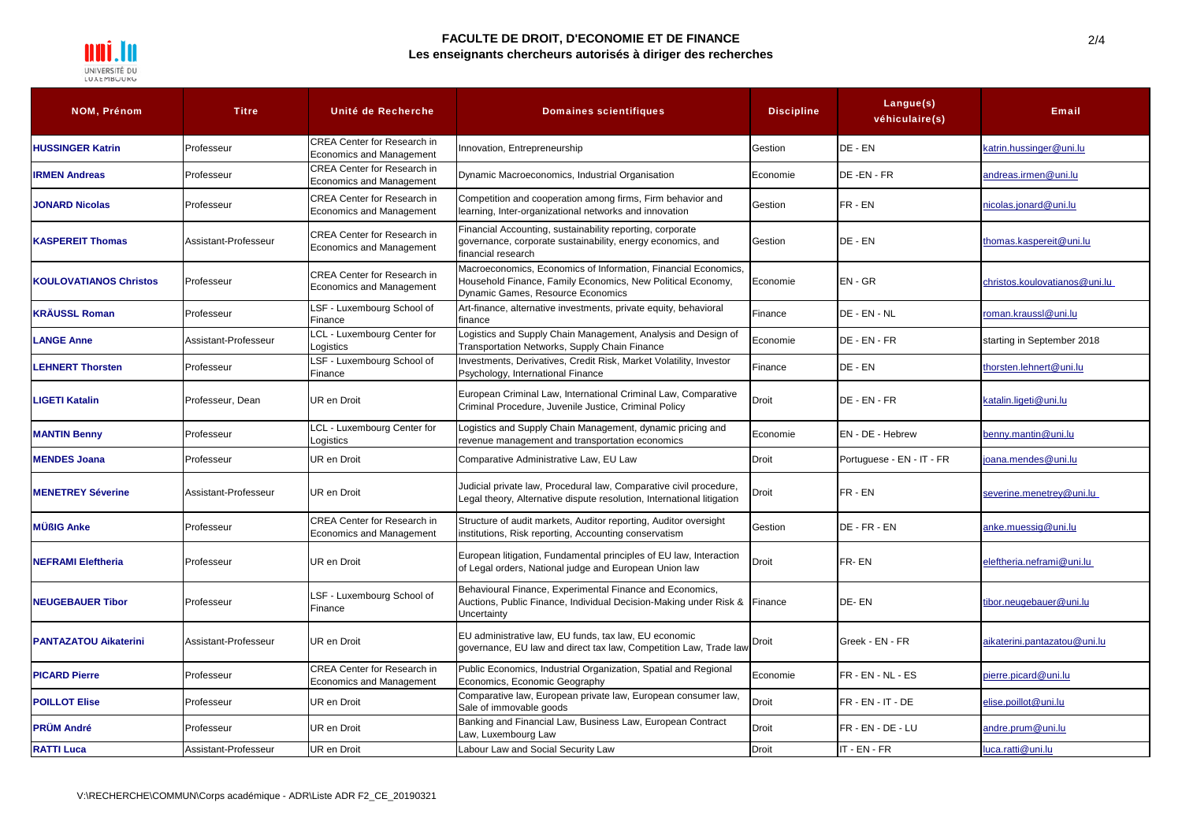# FACULTE DE DROIT, D'ECONOMIE ET DE FINANCE

## Les enseignants chercheurs autorisés à diriger des recherches

| NOM, Prénom | Titre | Unité de Recherche | Domaines scientifiques | Discipline | Langue(s) véhiculaire(s) | Email |
|---|---|---|---|---|---|---|
| **HUSSINGER Katrin** | Professeur | CREA Center for Research in Economics and Management | Innovation, Entrepreneurship | Gestion | DE - EN | katrin.hussinger@uni.lu |
| **IRMEN Andreas** | Professeur | CREA Center for Research in Economics and Management | Dynamic Macroeconomics, Industrial Organisation | Economie | DE -EN - FR | andreas.irmen@uni.lu |
| **JONARD Nicolas** | Professeur | CREA Center for Research in Economics and Management | Competition and cooperation among firms, Firm behavior and learning, Inter-organizational networks and innovation | Gestion | FR - EN | nicolas.jonard@uni.lu |
| **KASPEREIT Thomas** | Assistant-Professeur | CREA Center for Research in Economics and Management | Financial Accounting, sustainability reporting, corporate governance, corporate sustainability, energy economics, and financial research | Gestion | DE - EN | thomas.kaspereit@uni.lu |
| **KOULOVATIANOS Christos** | Professeur | CREA Center for Research in Economics and Management | Macroeconomics, Economics of Information, Financial Economics, Household Finance, Family Economics, New Political Economy, Dynamic Games, Resource Economics | Economie | EN - GR | christos.koulovatianos@uni.lu |
| **KRÄUSSL Roman** | Professeur | LSF - Luxembourg School of Finance | Art-finance, alternative investments, private equity, behavioral finance | Finance | DE - EN - NL | roman.kraussl@uni.lu |
| **LANGE Anne** | Assistant-Professeur | LCL - Luxembourg Center for Logistics | Logistics and Supply Chain Management, Analysis and Design of Transportation Networks, Supply Chain Finance | Economie | DE - EN - FR | starting in September 2018 |
| **LEHNERT Thorsten** | Professeur | LSF - Luxembourg School of Finance | Investments, Derivatives, Credit Risk, Market Volatility, Investor Psychology, International Finance | Finance | DE - EN | thorsten.lehnert@uni.lu |
| **LIGETI Katalin** | Professeur, Dean | UR en Droit | European Criminal Law, International Criminal Law, Comparative Criminal Procedure, Juvenile Justice, Criminal Policy | Droit | DE - EN - FR | katalin.ligeti@uni.lu |
| **MANTIN Benny** | Professeur | LCL - Luxembourg Center for Logistics | Logistics and Supply Chain Management, dynamic pricing and revenue management and transportation economics | Economie | EN - DE - Hebrew | benny.mantin@uni.lu |
| **MENDES Joana** | Professeur | UR en Droit | Comparative Administrative Law, EU Law | Droit | Portuguese - EN - IT - FR | joana.mendes@uni.lu |
| **MENETREY Séverine** | Assistant-Professeur | UR en Droit | Judicial private law, Procedural law, Comparative civil procedure, Legal theory, Alternative dispute resolution, International litigation | Droit | FR - EN | severine.menetrey@uni.lu |
| **MÜßIG Anke** | Professeur | CREA Center for Research in Economics and Management | Structure of audit markets, Auditor reporting, Auditor oversight institutions, Risk reporting, Accounting conservatism | Gestion | DE - FR - EN | anke.muessig@uni.lu |
| **NEFRAMI Eleftheria** | Professeur | UR en Droit | European litigation, Fundamental principles of EU law, Interaction of Legal orders, National judge and European Union law | Droit | FR- EN | eleftheria.neframi@uni.lu |
| **NEUGEBAUER Tibor** | Professeur | LSF - Luxembourg School of Finance | Behavioural Finance, Experimental Finance and Economics, Auctions, Public Finance, Individual Decision-Making under Risk & Uncertainty | Finance | DE- EN | tibor.neugebauer@uni.lu |
| **PANTAZATOU Aikaterini** | Assistant-Professeur | UR en Droit | EU administrative law, EU funds, tax law, EU economic governance, EU law and direct tax law, Competition Law, Trade law | Droit | Greek - EN - FR | aikaterini.pantazatou@uni.lu |
| **PICARD Pierre** | Professeur | CREA Center for Research in Economics and Management | Public Economics, Industrial Organization, Spatial and Regional Economics, Economic Geography | Economie | FR - EN - NL - ES | pierre.picard@uni.lu |
| **POILLOT Elise** | Professeur | UR en Droit | Comparative law, European private law, European consumer law, Sale of immovable goods | Droit | FR - EN - IT - DE | elise.poillot@uni.lu |
| **PRÜM André** | Professeur | UR en Droit | Banking and Financial Law, Business Law, European Contract Law, Luxembourg Law | Droit | FR - EN - DE - LU | andre.prum@uni.lu |
| **RATTI Luca** | Assistant-Professeur | UR en Droit | Labour Law and Social Security Law | Droit | IT - EN - FR | luca.ratti@uni.lu |

V:\RECHERCHE\COMMUN\Corps académique - ADR\Liste ADR F2_CE_20190321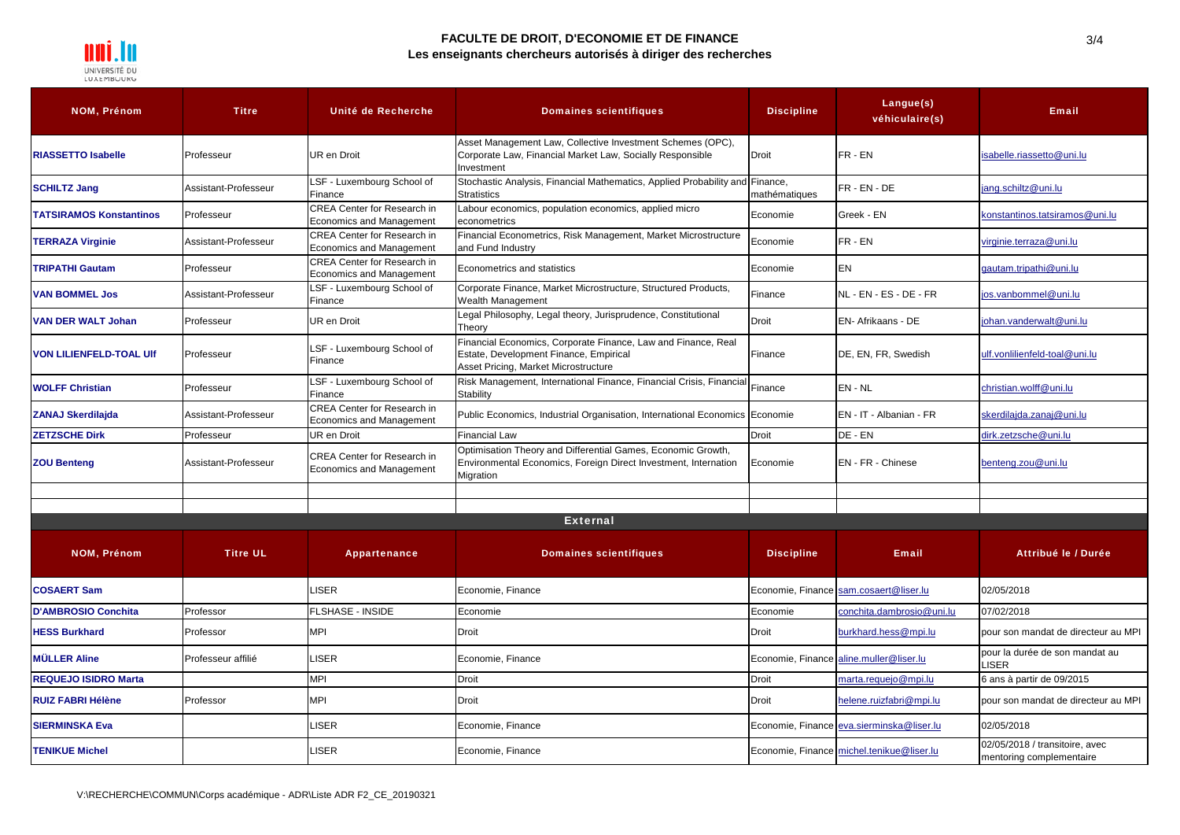# FACULTE DE DROIT, D'ECONOMIE ET DE FINANCE

## Les enseignants chercheurs autorisés à diriger des recherches

| NOM, Prénom | Titre | Unité de Recherche | Domaines scientifiques | Discipline | Langue(s) véhiculaire(s) | Email |
|---|---|---|---|---|---|---|
| **RIASSETTO Isabelle** | Professeur | UR en Droit | Asset Management Law, Collective Investment Schemes (OPC), Corporate Law, Financial Market Law, Socially Responsible Investment | Droit | FR - EN | isabelle.riassetto@uni.lu |
| **SCHILTZ Jang** | Assistant-Professeur | LSF - Luxembourg School of Finance | Stochastic Analysis, Financial Mathematics, Applied Probability and Stratistics | Finance, mathématiques | FR - EN - DE | jang.schiltz@uni.lu |
| **TATSIRAMOS Konstantinos** | Professeur | CREA Center for Research in Economics and Management | Labour economics, population economics, applied micro econometrics | Economie | Greek - EN | konstantinos.tatsiramos@uni.lu |
| **TERRAZA Virginie** | Assistant-Professeur | CREA Center for Research in Economics and Management | Financial Econometrics, Risk Management, Market Microstructure and Fund Industry | Economie | FR - EN | virginie.terraza@uni.lu |
| **TRIPATHI Gautam** | Professeur | CREA Center for Research in Economics and Management | Econometrics and statistics | Economie | EN | gautam.tripathi@uni.lu |
| **VAN BOMMEL Jos** | Assistant-Professeur | LSF - Luxembourg School of Finance | Corporate Finance, Market Microstructure, Structured Products, Wealth Management | Finance | NL - EN - ES - DE - FR | jos.vanbommel@uni.lu |
| **VAN DER WALT Johan** | Professeur | UR en Droit | Legal Philosophy, Legal theory, Jurisprudence, Constitutional Theory | Droit | EN- Afrikaans - DE | johan.vanderwalt@uni.lu |
| **VON LILIENFELD-TOAL Ulf** | Professeur | LSF - Luxembourg School of Finance | Financial Economics, Corporate Finance, Law and Finance, Real Estate, Development Finance, Empirical Asset Pricing, Market Microstructure | Finance | DE, EN, FR, Swedish | ulf.vonlilienfeld-toal@uni.lu |
| **WOLFF Christian** | Professeur | LSF - Luxembourg School of Finance | Risk Management, International Finance, Financial Crisis, Financial Stability | Finance | EN - NL | christian.wolff@uni.lu |
| **ZANAJ Skerdilajda** | Assistant-Professeur | CREA Center for Research in Economics and Management | Public Economics, Industrial Organisation, International Economics | Economie | EN - IT - Albanian - FR | skerdilajda.zanaj@uni.lu |
| **ZETZSCHE Dirk** | Professeur | UR en Droit | Financial Law | Droit | DE - EN | dirk.zetzsche@uni.lu |
| **ZOU Benteng** | Assistant-Professeur | CREA Center for Research in Economics and Management | Optimisation Theory and Differential Games, Economic Growth, Environmental Economics, Foreign Direct Investment, Internation Migration | Economie | EN - FR - Chinese | benteng.zou@uni.lu |

### External

| NOM, Prénom | Titre UL | Appartenance | Domaines scientifiques | Discipline | Email | Attribué le / Durée |
|---|---|---|---|---|---|---|
| **COSAERT Sam** | | LISER | Economie, Finance | Economie, Finance | sam.cosaert@liser.lu | 02/05/2018 |
| **D'AMBROSIO Conchita** | Professor | FLSHASE - INSIDE | Economie | Economie | conchita.dambrosio@uni.lu | 07/02/2018 |
| **HESS Burkhard** | Professor | MPI | Droit | Droit | burkhard.hess@mpi.lu | pour son mandat de directeur au MPI |
| **MÜLLER Aline** | Professeur affilié | LISER | Economie, Finance | Economie, Finance | aline.muller@liser.lu | pour la durée de son mandat au LISER |
| **REQUEJO ISIDRO Marta** | | MPI | Droit | Droit | marta.requejo@mpi.lu | 6 ans à partir de 09/2015 |
| **RUIZ FABRI Hélène** | Professor | MPI | Droit | Droit | helene.ruizfabri@mpi.lu | pour son mandat de directeur au MPI |
| **SIERMINSKA Eva** | | LISER | Economie, Finance | Economie, Finance | eva.sierminska@liser.lu | 02/05/2018 |
| **TENIKUE Michel** | | LISER | Economie, Finance | Economie, Finance | michel.tenikue@liser.lu | 02/05/2018 / transitoire, avec mentoring complementaire |

V:\RECHERCHE\COMMUN\Corps académique - ADR\Liste ADR F2_CE_20190321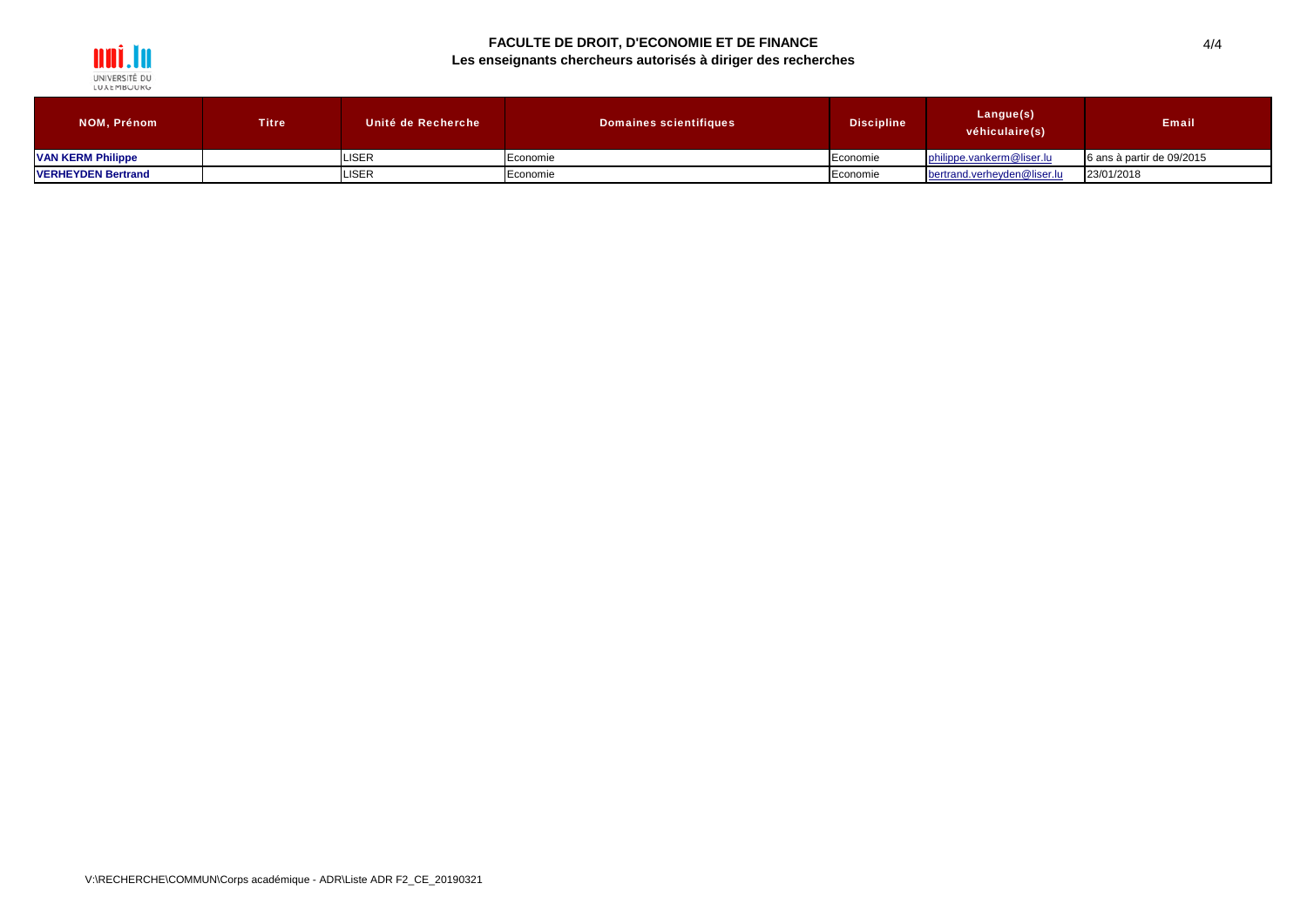**FACULTE DE DROIT, D'ECONOMIE ET DE FINANCE**
**Les enseignants chercheurs autorisés à diriger des recherches**

| NOM, Prénom | Titre | Unité de Recherche | Domaines scientifiques | Discipline | Langue(s) véhiculaire(s) | Email |
|---|---|---|---|---|---|---|
| **VAN KERM Philippe** | | LISER | Economie | Economie | philippe.vankerm@liser.lu | 6 ans à partir de 09/2015 |
| **VERHEYDEN Bertrand** | | LISER | Economie | Economie | bertrand.verheyden@liser.lu | 23/01/2018 |